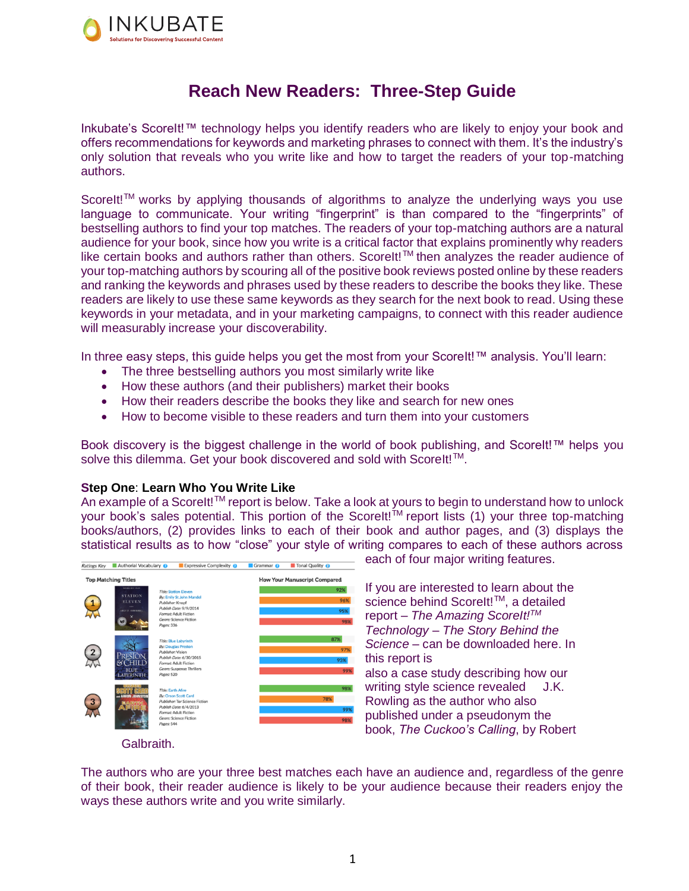# Reach New Readers: Three-Step Guide

Inkubate's ScoreIt!™ technology helps you identify readers who are likely to enjoy your book and offers recommendations for keywords and marketing phrases to connect with them. It's the industry's only solution that reveals who you write like and how to target the readers of your top-matching authors.

ScoreIt!™ works by applying thousands of algorithms to analyze the underlying ways you use language to communicate. Your writing "fingerprint" is than compared to the "fingerprints" of bestselling authors to find your top matches. The readers of your top-matching authors are a natural audience for your book, since how you write is a critical factor that explains prominently why readers like certain books and authors rather than others. ScoreIt!™ then analyzes the reader audience of your top-matching authors by scouring all of the positive book reviews posted online by these readers and ranking the keywords and phrases used by these readers to describe the books they like. These readers are likely to use these same keywords as they search for the next book to read. Using these keywords in your metadata, and in your marketing campaigns, to connect with this reader audience will measurably increase your discoverability.

In three easy steps, this guide helps you get the most from your ScoreIt!™ analysis. You'll learn:

- The three bestselling authors you most similarly write like
- How these authors (and their publishers) market their books
- How their readers describe the books they like and search for new ones
- How to become visible to these readers and turn them into your customers

Book discovery is the biggest challenge in the world of book publishing, and ScoreIt!™ helps you solve this dilemma. Get your book discovered and sold with ScoreIt!™.

**Step One**: **Learn Who You Write Like**

An example of a ScoreIt!™ report is below. Take a look at yours to begin to understand how to unlock your book's sales potential. This portion of the ScoreIt!™ report lists (1) your three top-matching books/authors, (2) provides links to each of their book and author pages, and (3) displays the statistical results as to how "close" your style of writing compares to each of these authors across each of four major writing features.

Ratings Key: Authorial Vocabulary | Expressive Complexity | Grammar | Tonal Quality

| Rank | Top Matching Titles | Authorial Vocabulary | Expressive Complexity | Grammar | Tonal Quality |
|---|---|---|---|---|---|
| 1 | Title: Station Eleven; By: Emily St. John Mandel; Publisher: Knopf; Publish Date: 9/9/2014; Format: Adult Fiction; Genre: Science Fiction; Pages: 336 | 92% | 96% | 95% | 98% |
| 2 | Title: Blue Labyrinth; By: Douglas Preston; Publisher: Vision; Publish Date: 6/30/2015; Format: Adult Fiction; Genre: Suspense Thrillers; Pages: 520 | 87% | 97% | 93% | 99% |
| 3 | Title: Earth Afire; By: Orson Scott Card; Publisher: Tor Science Fiction; Publish Date: 6/4/2013; Format: Adult Fiction; Genre: Science Fiction; Pages: 544 | 98% | 78% | 99% | 98% |

If you are interested to learn about the science behind ScoreIt!™, a detailed report – *The Amazing ScoreIt!™ Technology – The Story Behind the Science* – can be downloaded here. In this report is also a case study describing how our writing style science revealed J.K. Rowling as the author who also published under a pseudonym the book, *The Cuckoo's Calling*, by Robert Galbraith.

The authors who are your three best matches each have an audience and, regardless of the genre of their book, their reader audience is likely to be your audience because their readers enjoy the ways these authors write and you write similarly.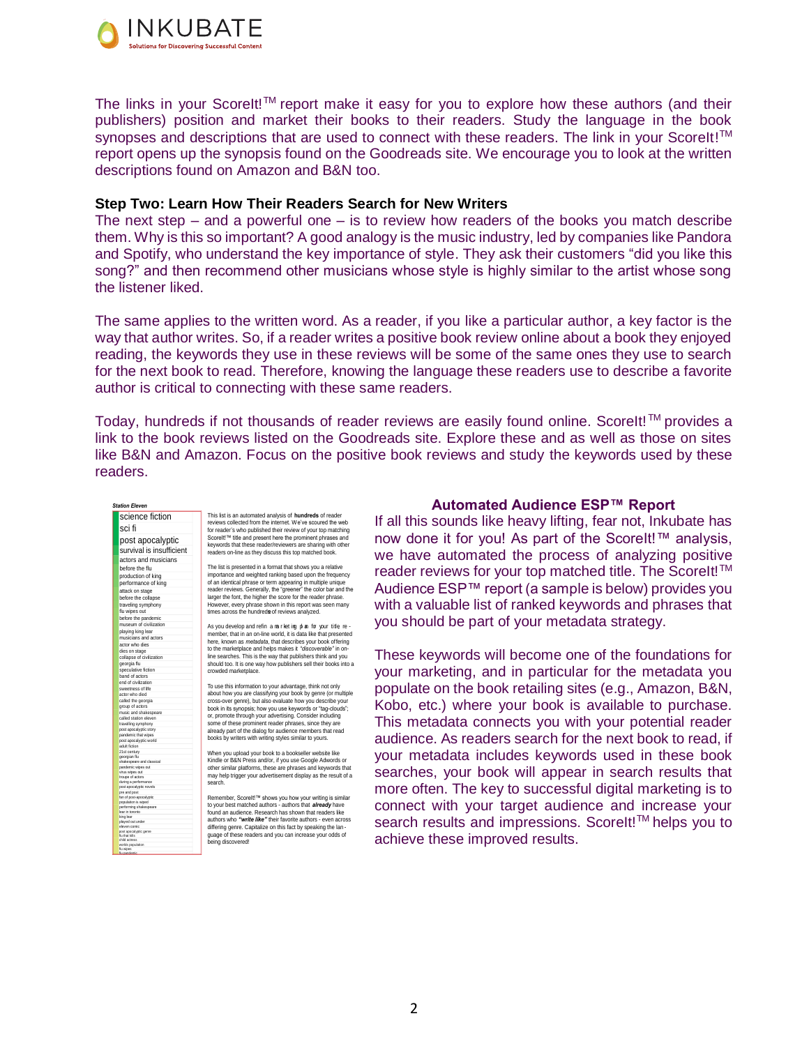The links in your ScoreIt!™ report make it easy for you to explore how these authors (and their publishers) position and market their books to their readers. Study the language in the book synopses and descriptions that are used to connect with these readers. The link in your ScoreIt!™ report opens up the synopsis found on the Goodreads site. We encourage you to look at the written descriptions found on Amazon and B&N too.

**Step Two: Learn How Their Readers Search for New Writers**

The next step – and a powerful one – is to review how readers of the books you match describe them. Why is this so important? A good analogy is the music industry, led by companies like Pandora and Spotify, who understand the key importance of style. They ask their customers "did you like this song?" and then recommend other musicians whose style is highly similar to the artist whose song the listener liked.

The same applies to the written word. As a reader, if you like a particular author, a key factor is the way that author writes. So, if a reader writes a positive book review online about a book they enjoyed reading, the keywords they use in these reviews will be some of the same ones they use to search for the next book to read. Therefore, knowing the language these readers use to describe a favorite author is critical to connecting with these same readers.

Today, hundreds if not thousands of reader reviews are easily found online. ScoreIt!™ provides a link to the book reviews listed on the Goodreads site. Explore these and as well as those on sites like B&N and Amazon. Focus on the positive book reviews and study the keywords used by these readers.

***Station Eleven***

| |
|---|
| science fiction |
| sci fi |
| post apocalyptic |
| survival is insufficient |
| actors and musicians |
| before the flu |
| production of king |
| performance of king |
| attack on stage |
| before the collapse |
| traveling symphony |
| flu wipes out |
| before the pandemic |
| museum of civilization |
| playing king lear |
| musicians and actors |
| actor who dies |
| dies on stage |
| collapse of civilization |
| georgia flu |
| speculative fiction |
| band of actors |
| end of civilization |
| sweetness of life |
| actor who died |
| called the georgia |
| group of actors |
| music and shakespeare |
| called station eleven |
| travelling symphony |
| post apocalyptic story |
| pandemic that wipes |
| post apocalyptic world |
| adult fiction |
| 21st century |
| georgian flu |
| shakespeare and classical |
| pandemic wipes out |
| virus wipes out |
| troupe of actors |
| during a performance |
| post apocalyptic novels |
| pre and post |
| fan of post-apocalyptic |
| population is wiped |
| performing shakespeare |
| lear in toronto |
| king lear |
| played out under |
| eleven comic |
| post apocalyptic genre |
| flu that kills |
| child actress |
| worlds population |
| flu wipes |
| flu pandemic |

This list is an automated analysis of **hundreds** of reader reviews collected from the internet. We've scoured the web for reader's who published their review of your top matching ScoreIt!™ title and present here the prominent phrases and keywords that these reader/reviewers are sharing with other readers on-line as they discuss this top matched book.

The list is presented in a format that shows you a relative importance and weighted ranking based upon the frequency of an identical phrase or term appearing in multiple unique reader reviews. Generally, the "greener" the color bar and the larger the font, the higher the score for the reader phrase. However, every phrase shown in this report was seen many times across the hundreds of reviews analyzed.

As you develop and refine a marketing plan for your title remember, that in an on-line world, it is data like that presented here, known as *metadata*, that describes your book offering to the marketplace and helps makes it *"discoverable"* in on-line searches. This is the way that publishers think and you should too. It is one way how publishers sell their books into a crowded marketplace.

To use this information to your advantage, think not only about how you are classifying your book by genre (or multiple cross-over genre), but also evaluate how you describe your book in its synopsis; how you use keywords or "tag-clouds"; or, promote through your advertising. Consider including some of these prominent reader phrases, since they are already part of the dialog for audience members that read books by writers with writing styles similar to yours.

When you upload your book to a bookseller website like Kindle or B&N Press and/or, if you use Google Adwords or other similar platforms, these are phrases and keywords that may help trigger your advertisement display as the result of a search.

Remember, ScoreIt!™ shows you how your writing is similar to your best matched authors - authors that ***already*** have found an audience. Research has shown that readers like authors who ***"write like"*** their favorite authors - even across differing genre. Capitalize on this fact by speaking the language of these readers and you can increase your odds of being discovered!

**Automated Audience ESP™ Report**

If all this sounds like heavy lifting, fear not, Inkubate has now done it for you! As part of the ScoreIt!™ analysis, we have automated the process of analyzing positive reader reviews for your top matched title. The ScoreIt!™ Audience ESP™ report (a sample is below) provides you with a valuable list of ranked keywords and phrases that you should be part of your metadata strategy.

These keywords will become one of the foundations for your marketing, and in particular for the metadata you populate on the book retailing sites (e.g., Amazon, B&N, Kobo, etc.) where your book is available to purchase. This metadata connects you with your potential reader audience. As readers search for the next book to read, if your metadata includes keywords used in these book searches, your book will appear in search results that more often. The key to successful digital marketing is to connect with your target audience and increase your search results and impressions. ScoreIt!™ helps you to achieve these improved results.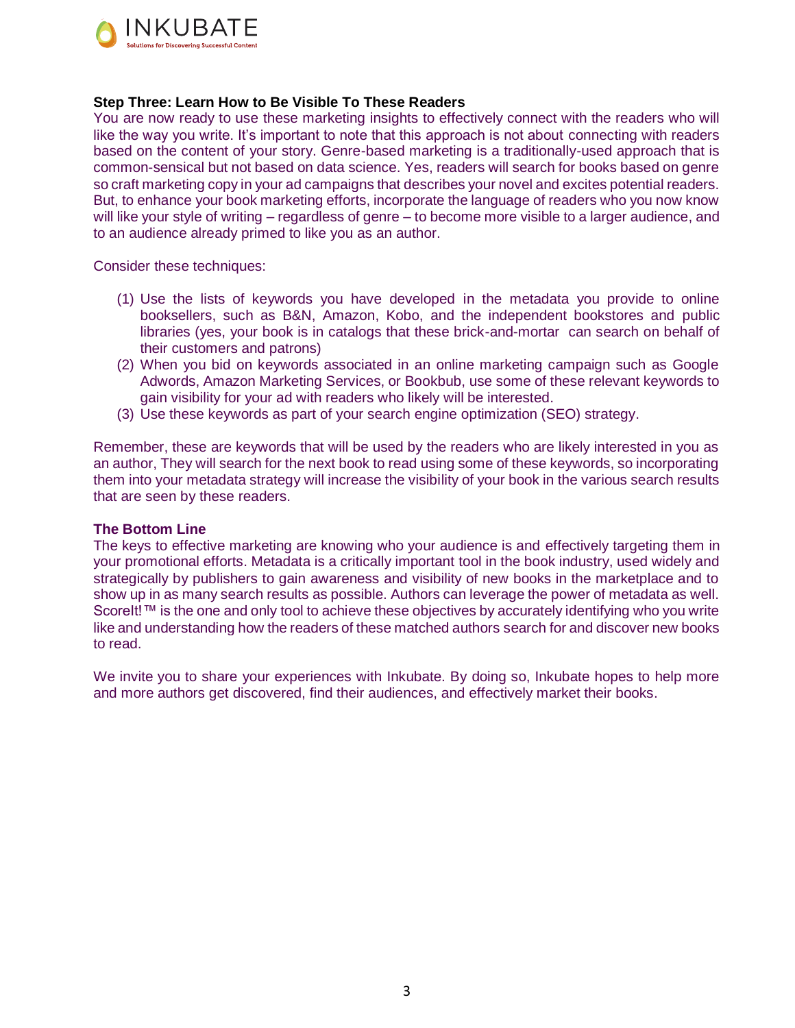**Step Three: Learn How to Be Visible To These Readers**

You are now ready to use these marketing insights to effectively connect with the readers who will like the way you write. It's important to note that this approach is not about connecting with readers based on the content of your story. Genre-based marketing is a traditionally-used approach that is common-sensical but not based on data science. Yes, readers will search for books based on genre so craft marketing copy in your ad campaigns that describes your novel and excites potential readers. But, to enhance your book marketing efforts, incorporate the language of readers who you now know will like your style of writing – regardless of genre – to become more visible to a larger audience, and to an audience already primed to like you as an author.

Consider these techniques:

(1) Use the lists of keywords you have developed in the metadata you provide to online booksellers, such as B&N, Amazon, Kobo, and the independent bookstores and public libraries (yes, your book is in catalogs that these brick-and-mortar can search on behalf of their customers and patrons)
(2) When you bid on keywords associated in an online marketing campaign such as Google Adwords, Amazon Marketing Services, or Bookbub, use some of these relevant keywords to gain visibility for your ad with readers who likely will be interested.
(3) Use these keywords as part of your search engine optimization (SEO) strategy.

Remember, these are keywords that will be used by the readers who are likely interested in you as an author, They will search for the next book to read using some of these keywords, so incorporating them into your metadata strategy will increase the visibility of your book in the various search results that are seen by these readers.

**The Bottom Line**

The keys to effective marketing are knowing who your audience is and effectively targeting them in your promotional efforts. Metadata is a critically important tool in the book industry, used widely and strategically by publishers to gain awareness and visibility of new books in the marketplace and to show up in as many search results as possible. Authors can leverage the power of metadata as well. ScoreIt!™ is the one and only tool to achieve these objectives by accurately identifying who you write like and understanding how the readers of these matched authors search for and discover new books to read.

We invite you to share your experiences with Inkubate. By doing so, Inkubate hopes to help more and more authors get discovered, find their audiences, and effectively market their books.